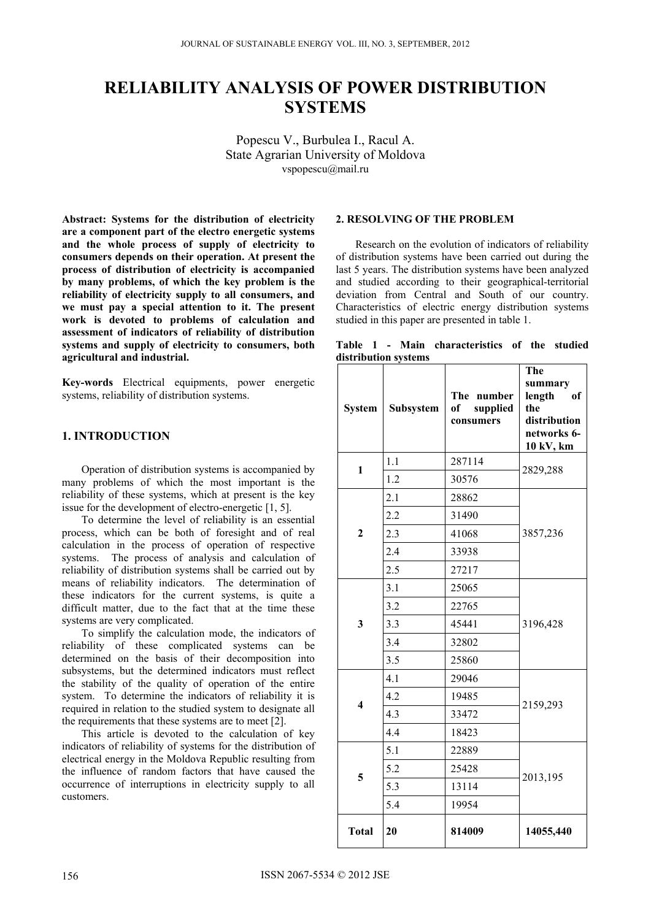# RELIABILITY ANALYSIS OF POWER DISTRIBUTION SYSTEMS

Popescu V., Burbulea I., Racul A.
State Agrarian University of Moldova
vspopescu@mail.ru

**Abstract: Systems for the distribution of electricity are a component part of the electro energetic systems and the whole process of supply of electricity to consumers depends on their operation. At present the process of distribution of electricity is accompanied by many problems, of which the key problem is the reliability of electricity supply to all consumers, and we must pay a special attention to it. The present work is devoted to problems of calculation and assessment of indicators of reliability of distribution systems and supply of electricity to consumers, both agricultural and industrial.**

**Key-words** Electrical equipments, power energetic systems, reliability of distribution systems.

## 1. INTRODUCTION

Operation of distribution systems is accompanied by many problems of which the most important is the reliability of these systems, which at present is the key issue for the development of electro-energetic [1, 5].

To determine the level of reliability is an essential process, which can be both of foresight and of real calculation in the process of operation of respective systems. The process of analysis and calculation of reliability of distribution systems shall be carried out by means of reliability indicators. The determination of these indicators for the current systems, is quite a difficult matter, due to the fact that at the time these systems are very complicated.

To simplify the calculation mode, the indicators of reliability of these complicated systems can be determined on the basis of their decomposition into subsystems, but the determined indicators must reflect the stability of the quality of operation of the entire system. To determine the indicators of reliability it is required in relation to the studied system to designate all the requirements that these systems are to meet [2].

This article is devoted to the calculation of key indicators of reliability of systems for the distribution of electrical energy in the Moldova Republic resulting from the influence of random factors that have caused the occurrence of interruptions in electricity supply to all customers.

## 2. RESOLVING OF THE PROBLEM

Research on the evolution of indicators of reliability of distribution systems have been carried out during the last 5 years. The distribution systems have been analyzed and studied according to their geographical-territorial deviation from Central and South of our country. Characteristics of electric energy distribution systems studied in this paper are presented in table 1.

**Table 1 - Main characteristics of the studied distribution systems**

| System | Subsystem | The number of supplied consumers | The summary length of the distribution networks 6-10 kV, km |
|---|---|---|---|
| **1** | 1.1 | 287114 | 2829,288 |
| | 1.2 | 30576 | |
| **2** | 2.1 | 28862 | 3857,236 |
| | 2.2 | 31490 | |
| | 2.3 | 41068 | |
| | 2.4 | 33938 | |
| | 2.5 | 27217 | |
| **3** | 3.1 | 25065 | 3196,428 |
| | 3.2 | 22765 | |
| | 3.3 | 45441 | |
| | 3.4 | 32802 | |
| | 3.5 | 25860 | |
| **4** | 4.1 | 29046 | 2159,293 |
| | 4.2 | 19485 | |
| | 4.3 | 33472 | |
| | 4.4 | 18423 | |
| **5** | 5.1 | 22889 | 2013,195 |
| | 5.2 | 25428 | |
| | 5.3 | 13114 | |
| | 5.4 | 19954 | |
| **Total** | **20** | **814009** | **14055,440** |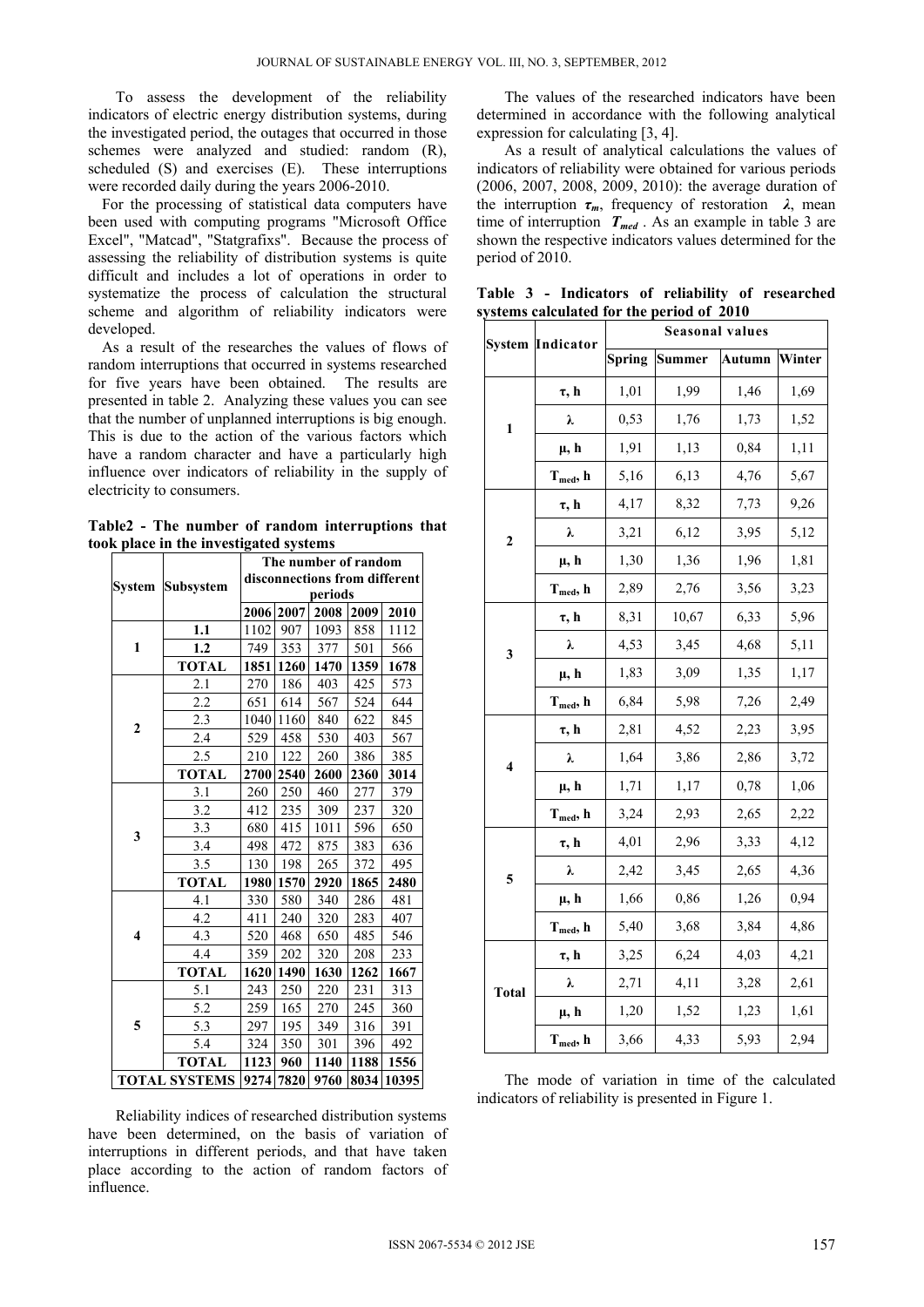To assess the development of the reliability indicators of electric energy distribution systems, during the investigated period, the outages that occurred in those schemes were analyzed and studied: random (R), scheduled (S) and exercises (E). These interruptions were recorded daily during the years 2006-2010.

For the processing of statistical data computers have been used with computing programs "Microsoft Office Excel", "Matcad", "Statgrafixs". Because the process of assessing the reliability of distribution systems is quite difficult and includes a lot of operations in order to systematize the process of calculation the structural scheme and algorithm of reliability indicators were developed.

As a result of the researches the values of flows of random interruptions that occurred in systems researched for five years have been obtained. The results are presented in table 2. Analyzing these values you can see that the number of unplanned interruptions is big enough. This is due to the action of the various factors which have a random character and have a particularly high influence over indicators of reliability in the supply of electricity to consumers.

**Table2 - The number of random interruptions that took place in the investigated systems**

| System | Subsystem | The number of random disconnections from different periods | | | | |
|---|---|---|---|---|---|---|
| | | 2006 | 2007 | 2008 | 2009 | 2010 |
| 1 | **1.1** | 1102 | 907 | 1093 | 858 | 1112 |
| | **1.2** | 749 | 353 | 377 | 501 | 566 |
| | **TOTAL** | **1851** | **1260** | **1470** | **1359** | **1678** |
| 2 | 2.1 | 270 | 186 | 403 | 425 | 573 |
| | 2.2 | 651 | 614 | 567 | 524 | 644 |
| | 2.3 | 1040 | 1160 | 840 | 622 | 845 |
| | 2.4 | 529 | 458 | 530 | 403 | 567 |
| | 2.5 | 210 | 122 | 260 | 386 | 385 |
| | **TOTAL** | **2700** | **2540** | **2600** | **2360** | **3014** |
| 3 | 3.1 | 260 | 250 | 460 | 277 | 379 |
| | 3.2 | 412 | 235 | 309 | 237 | 320 |
| | 3.3 | 680 | 415 | 1011 | 596 | 650 |
| | 3.4 | 498 | 472 | 875 | 383 | 636 |
| | 3.5 | 130 | 198 | 265 | 372 | 495 |
| | **TOTAL** | **1980** | **1570** | **2920** | **1865** | **2480** |
| 4 | 4.1 | 330 | 580 | 340 | 286 | 481 |
| | 4.2 | 411 | 240 | 320 | 283 | 407 |
| | 4.3 | 520 | 468 | 650 | 485 | 546 |
| | 4.4 | 359 | 202 | 320 | 208 | 233 |
| | **TOTAL** | **1620** | **1490** | **1630** | **1262** | **1667** |
| 5 | 5.1 | 243 | 250 | 220 | 231 | 313 |
| | 5.2 | 259 | 165 | 270 | 245 | 360 |
| | 5.3 | 297 | 195 | 349 | 316 | 391 |
| | 5.4 | 324 | 350 | 301 | 396 | 492 |
| | **TOTAL** | **1123** | **960** | **1140** | **1188** | **1556** |
| **TOTAL SYSTEMS** | | **9274** | **7820** | **9760** | **8034** | **10395** |

Reliability indices of researched distribution systems have been determined, on the basis of variation of interruptions in different periods, and that have taken place according to the action of random factors of influence.

The values of the researched indicators have been determined in accordance with the following analytical expression for calculating [3, 4].

As a result of analytical calculations the values of indicators of reliability were obtained for various periods (2006, 2007, 2008, 2009, 2010): the average duration of the interruption $\tau_m$, frequency of restoration $\lambda$, mean time of interruption $T_{med}$. As an example in table 3 are shown the respective indicators values determined for the period of 2010.

**Table 3 - Indicators of reliability of researched systems calculated for the period of 2010**

| System | Indicator | Seasonal values | | | |
|---|---|---|---|---|---|
| | | Spring | Summer | Autumn | Winter |
| 1 | $\tau$, h | 1,01 | 1,99 | 1,46 | 1,69 |
| | $\lambda$ | 0,53 | 1,76 | 1,73 | 1,52 |
| | $\mu$, h | 1,91 | 1,13 | 0,84 | 1,11 |
| | $T_{med}$, h | 5,16 | 6,13 | 4,76 | 5,67 |
| 2 | $\tau$, h | 4,17 | 8,32 | 7,73 | 9,26 |
| | $\lambda$ | 3,21 | 6,12 | 3,95 | 5,12 |
| | $\mu$, h | 1,30 | 1,36 | 1,96 | 1,81 |
| | $T_{med}$, h | 2,89 | 2,76 | 3,56 | 3,23 |
| 3 | $\tau$, h | 8,31 | 10,67 | 6,33 | 5,96 |
| | $\lambda$ | 4,53 | 3,45 | 4,68 | 5,11 |
| | $\mu$, h | 1,83 | 3,09 | 1,35 | 1,17 |
| | $T_{med}$, h | 6,84 | 5,98 | 7,26 | 2,49 |
| 4 | $\tau$, h | 2,81 | 4,52 | 2,23 | 3,95 |
| | $\lambda$ | 1,64 | 3,86 | 2,86 | 3,72 |
| | $\mu$, h | 1,71 | 1,17 | 0,78 | 1,06 |
| | $T_{med}$, h | 3,24 | 2,93 | 2,65 | 2,22 |
| 5 | $\tau$, h | 4,01 | 2,96 | 3,33 | 4,12 |
| | $\lambda$ | 2,42 | 3,45 | 2,65 | 4,36 |
| | $\mu$, h | 1,66 | 0,86 | 1,26 | 0,94 |
| | $T_{med}$, h | 5,40 | 3,68 | 3,84 | 4,86 |
| Total | $\tau$, h | 3,25 | 6,24 | 4,03 | 4,21 |
| | $\lambda$ | 2,71 | 4,11 | 3,28 | 2,61 |
| | $\mu$, h | 1,20 | 1,52 | 1,23 | 1,61 |
| | $T_{med}$, h | 3,66 | 4,33 | 5,93 | 2,94 |

The mode of variation in time of the calculated indicators of reliability is presented in Figure 1.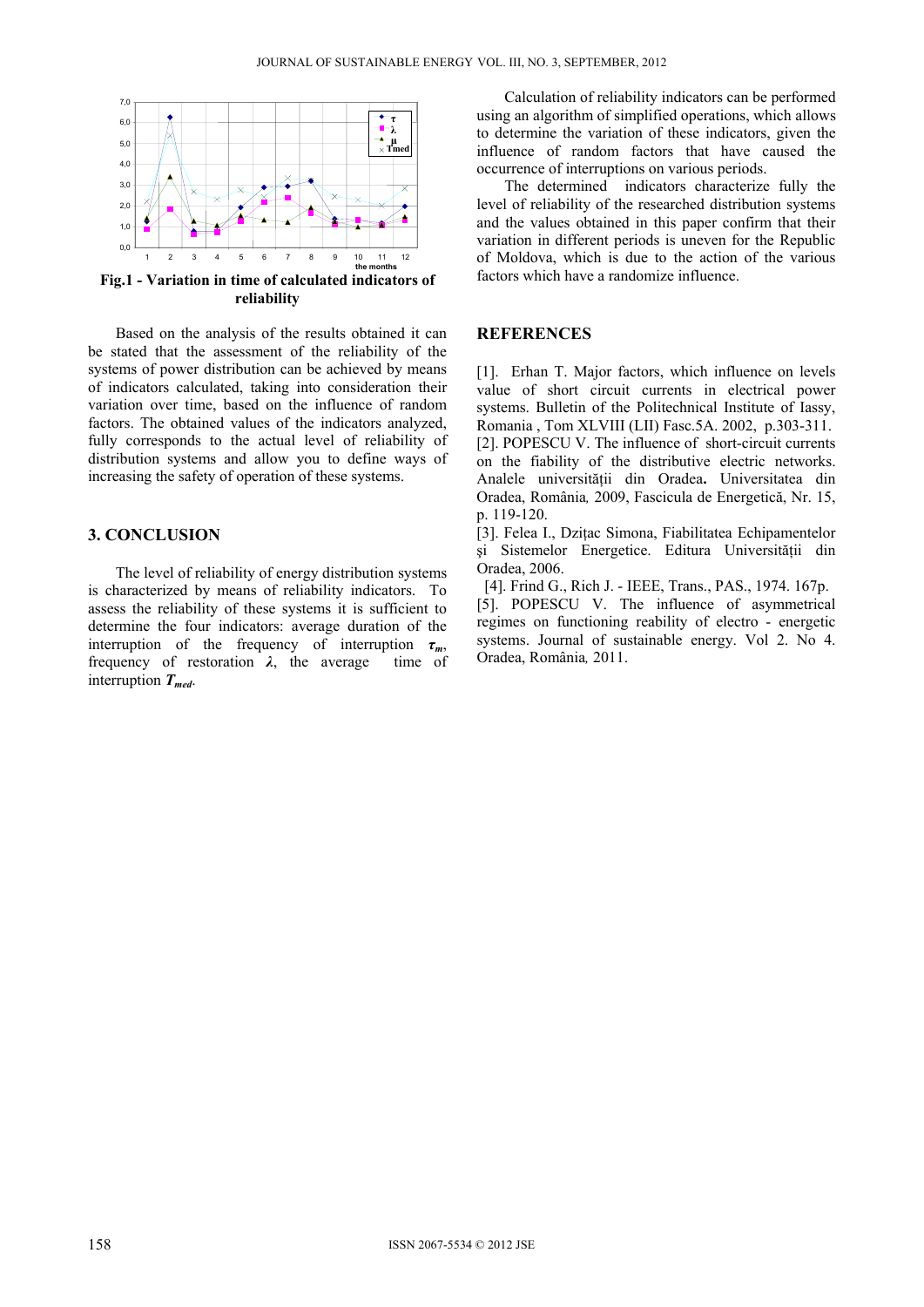7,0
6,0
5,0
4,0
3,0
2,0
1,0
0,0

1 2 3 4 5 6 7 8 9 10 11 12

the months

τ
λ
μ
Tmed

**Fig.1 - Variation in time of calculated indicators of reliability**

Based on the analysis of the results obtained it can be stated that the assessment of the reliability of the systems of power distribution can be achieved by means of indicators calculated, taking into consideration their variation over time, based on the influence of random factors. The obtained values of the indicators analyzed, fully corresponds to the actual level of reliability of distribution systems and allow you to define ways of increasing the safety of operation of these systems.

## 3. CONCLUSION

The level of reliability of energy distribution systems is characterized by means of reliability indicators. To assess the reliability of these systems it is sufficient to determine the four indicators: average duration of the interruption of the frequency of interruption $\tau_m$, frequency of restoration $\lambda$, the average time of interruption $T_{med}$.

Calculation of reliability indicators can be performed using an algorithm of simplified operations, which allows to determine the variation of these indicators, given the influence of random factors that have caused the occurrence of interruptions on various periods.

The determined indicators characterize fully the level of reliability of the researched distribution systems and the values obtained in this paper confirm that their variation in different periods is uneven for the Republic of Moldova, which is due to the action of the various factors which have a randomize influence.

## REFERENCES

[1]. Erhan T. Major factors, which influence on levels value of short circuit currents in electrical power systems. Bulletin of the Politechnical Institute of Iassy, Romania , Tom XLVIII (LII) Fasc.5A. 2002, p.303-311.

[2]. POPESCU V. The influence of short-circuit currents on the fiability of the distributive electric networks. Analele universităţii din Oradea**.** Universitatea din Oradea, România*,* 2009, Fascicula de Energetică, Nr. 15, p. 119-120.

[3]. Felea I., Dziţac Simona, Fiabilitatea Echipamentelor şi Sistemelor Energetice. Editura Universităţii din Oradea, 2006.

[4]. Frind G., Rich J. - IEEE, Trans., PAS., 1974. 167p.

[5]. POPESCU V. The influence of asymmetrical regimes on functioning reability of electro - energetic systems. Journal of sustainable energy. Vol 2. No 4. Oradea, România*,* 2011.